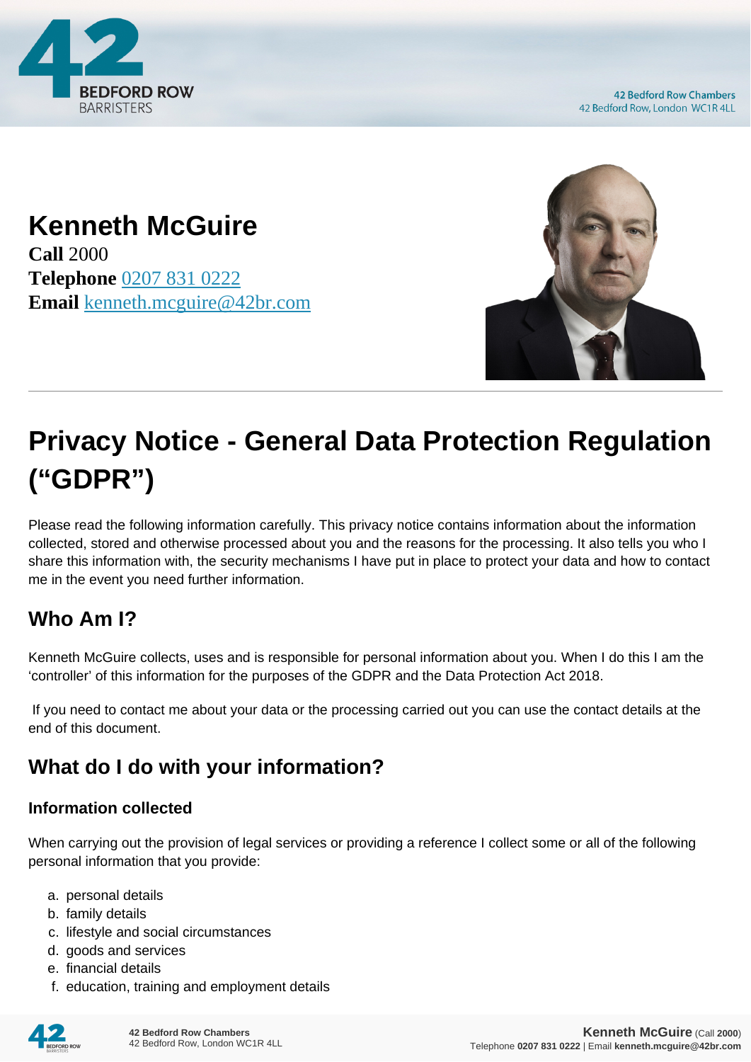# Kenneth McGuire

**Call** 2000
**Telephone** 0207 831 0222
**Email** kenneth.mcguire@42br.com

# Privacy Notice - General Data Protection Regulation ("GDPR")

Please read the following information carefully. This privacy notice contains information about the information collected, stored and otherwise processed about you and the reasons for the processing. It also tells you who I share this information with, the security mechanisms I have put in place to protect your data and how to contact me in the event you need further information.

## Who Am I?

Kenneth McGuire collects, uses and is responsible for personal information about you. When I do this I am the 'controller' of this information for the purposes of the GDPR and the Data Protection Act 2018.

If you need to contact me about your data or the processing carried out you can use the contact details at the end of this document.

## What do I do with your information?

### Information collected

When carrying out the provision of legal services or providing a reference I collect some or all of the following personal information that you provide:

a. personal details
b. family details
c. lifestyle and social circumstances
d. goods and services
e. financial details
f. education, training and employment details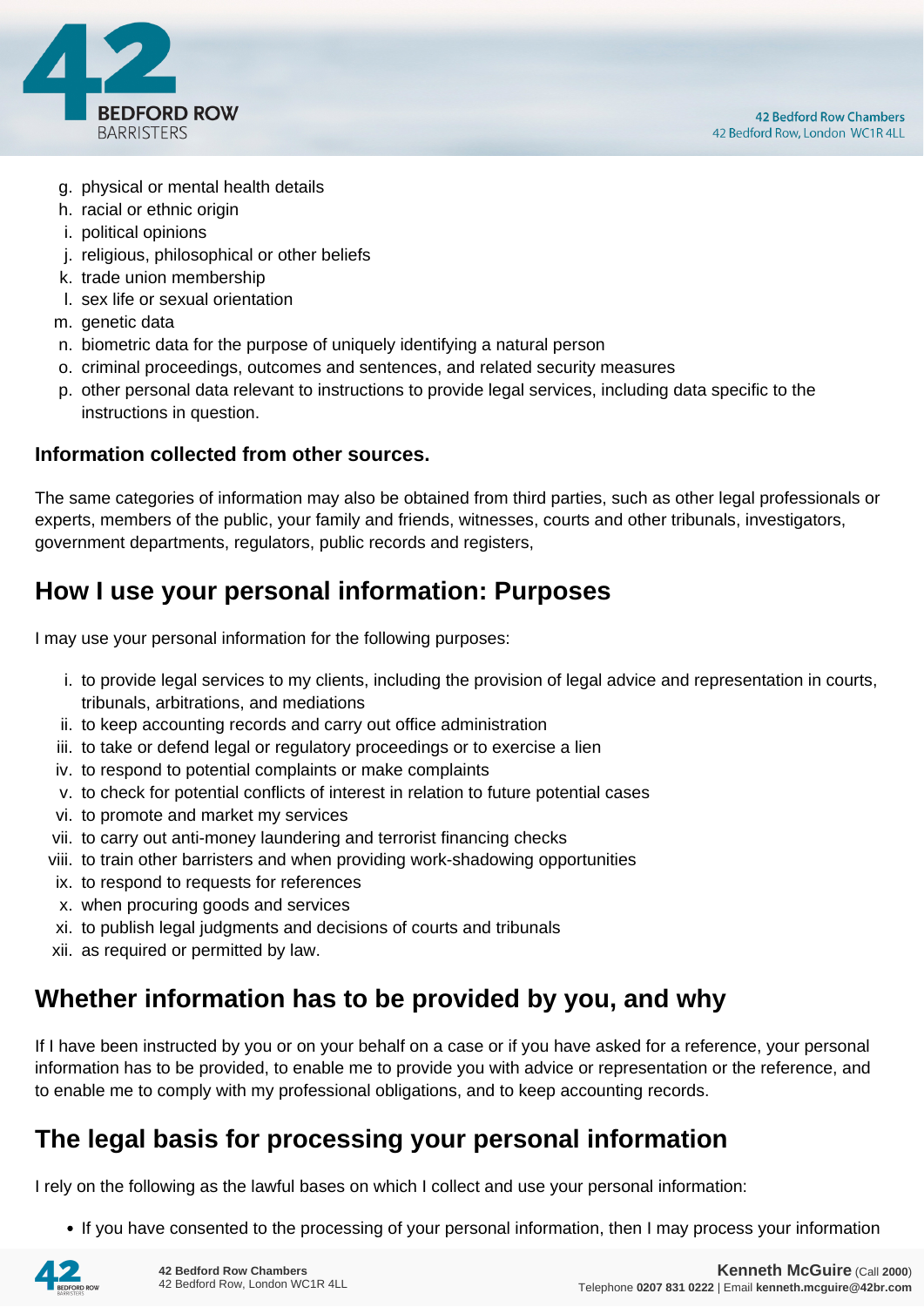g. physical or mental health details
h. racial or ethnic origin
i. political opinions
j. religious, philosophical or other beliefs
k. trade union membership
l. sex life or sexual orientation
m. genetic data
n. biometric data for the purpose of uniquely identifying a natural person
o. criminal proceedings, outcomes and sentences, and related security measures
p. other personal data relevant to instructions to provide legal services, including data specific to the instructions in question.

**Information collected from other sources.**

The same categories of information may also be obtained from third parties, such as other legal professionals or experts, members of the public, your family and friends, witnesses, courts and other tribunals, investigators, government departments, regulators, public records and registers,

## How I use your personal information: Purposes

I may use your personal information for the following purposes:

i. to provide legal services to my clients, including the provision of legal advice and representation in courts, tribunals, arbitrations, and mediations
ii. to keep accounting records and carry out office administration
iii. to take or defend legal or regulatory proceedings or to exercise a lien
iv. to respond to potential complaints or make complaints
v. to check for potential conflicts of interest in relation to future potential cases
vi. to promote and market my services
vii. to carry out anti-money laundering and terrorist financing checks
viii. to train other barristers and when providing work-shadowing opportunities
ix. to respond to requests for references
x. when procuring goods and services
xi. to publish legal judgments and decisions of courts and tribunals
xii. as required or permitted by law.

## Whether information has to be provided by you, and why

If I have been instructed by you or on your behalf on a case or if you have asked for a reference, your personal information has to be provided, to enable me to provide you with advice or representation or the reference, and to enable me to comply with my professional obligations, and to keep accounting records.

## The legal basis for processing your personal information

I rely on the following as the lawful bases on which I collect and use your personal information:

- If you have consented to the processing of your personal information, then I may process your information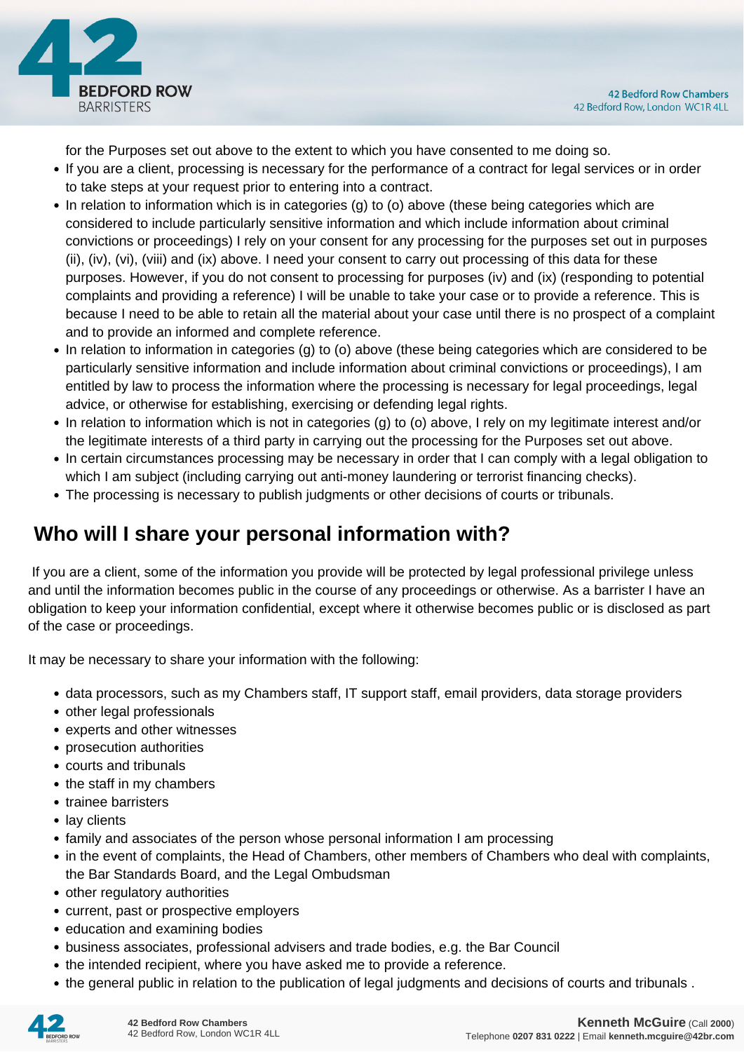for the Purposes set out above to the extent to which you have consented to me doing so.

- If you are a client, processing is necessary for the performance of a contract for legal services or in order to take steps at your request prior to entering into a contract.
- In relation to information which is in categories (g) to (o) above (these being categories which are considered to include particularly sensitive information and which include information about criminal convictions or proceedings) I rely on your consent for any processing for the purposes set out in purposes (ii), (iv), (vi), (viii) and (ix) above. I need your consent to carry out processing of this data for these purposes. However, if you do not consent to processing for purposes (iv) and (ix) (responding to potential complaints and providing a reference) I will be unable to take your case or to provide a reference. This is because I need to be able to retain all the material about your case until there is no prospect of a complaint and to provide an informed and complete reference.
- In relation to information in categories (g) to (o) above (these being categories which are considered to be particularly sensitive information and include information about criminal convictions or proceedings), I am entitled by law to process the information where the processing is necessary for legal proceedings, legal advice, or otherwise for establishing, exercising or defending legal rights.
- In relation to information which is not in categories (g) to (o) above, I rely on my legitimate interest and/or the legitimate interests of a third party in carrying out the processing for the Purposes set out above.
- In certain circumstances processing may be necessary in order that I can comply with a legal obligation to which I am subject (including carrying out anti-money laundering or terrorist financing checks).
- The processing is necessary to publish judgments or other decisions of courts or tribunals.

## Who will I share your personal information with?

If you are a client, some of the information you provide will be protected by legal professional privilege unless and until the information becomes public in the course of any proceedings or otherwise. As a barrister I have an obligation to keep your information confidential, except where it otherwise becomes public or is disclosed as part of the case or proceedings.

It may be necessary to share your information with the following:

- data processors, such as my Chambers staff, IT support staff, email providers, data storage providers
- other legal professionals
- experts and other witnesses
- prosecution authorities
- courts and tribunals
- the staff in my chambers
- trainee barristers
- lay clients
- family and associates of the person whose personal information I am processing
- in the event of complaints, the Head of Chambers, other members of Chambers who deal with complaints, the Bar Standards Board, and the Legal Ombudsman
- other regulatory authorities
- current, past or prospective employers
- education and examining bodies
- business associates, professional advisers and trade bodies, e.g. the Bar Council
- the intended recipient, where you have asked me to provide a reference.
- the general public in relation to the publication of legal judgments and decisions of courts and tribunals .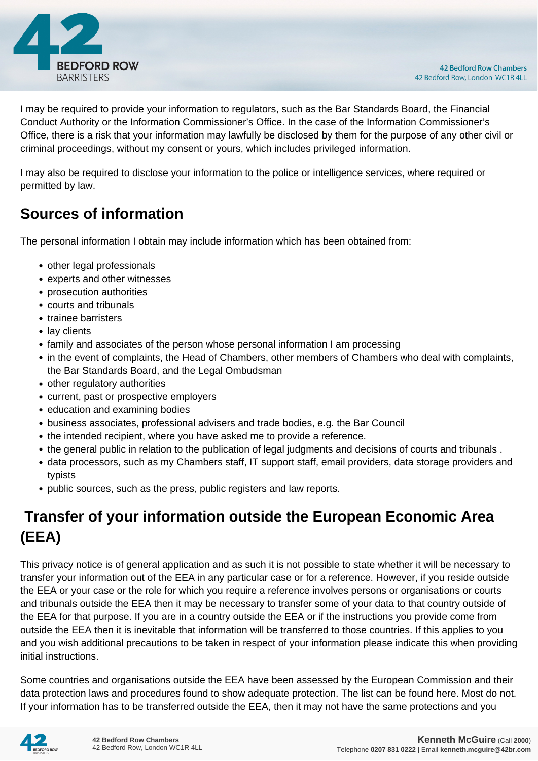I may be required to provide your information to regulators, such as the Bar Standards Board, the Financial Conduct Authority or the Information Commissioner's Office. In the case of the Information Commissioner's Office, there is a risk that your information may lawfully be disclosed by them for the purpose of any other civil or criminal proceedings, without my consent or yours, which includes privileged information.

I may also be required to disclose your information to the police or intelligence services, where required or permitted by law.

## Sources of information

The personal information I obtain may include information which has been obtained from:

- other legal professionals
- experts and other witnesses
- prosecution authorities
- courts and tribunals
- trainee barristers
- lay clients
- family and associates of the person whose personal information I am processing
- in the event of complaints, the Head of Chambers, other members of Chambers who deal with complaints, the Bar Standards Board, and the Legal Ombudsman
- other regulatory authorities
- current, past or prospective employers
- education and examining bodies
- business associates, professional advisers and trade bodies, e.g. the Bar Council
- the intended recipient, where you have asked me to provide a reference.
- the general public in relation to the publication of legal judgments and decisions of courts and tribunals .
- data processors, such as my Chambers staff, IT support staff, email providers, data storage providers and typists
- public sources, such as the press, public registers and law reports.

## Transfer of your information outside the European Economic Area (EEA)

This privacy notice is of general application and as such it is not possible to state whether it will be necessary to transfer your information out of the EEA in any particular case or for a reference. However, if you reside outside the EEA or your case or the role for which you require a reference involves persons or organisations or courts and tribunals outside the EEA then it may be necessary to transfer some of your data to that country outside of the EEA for that purpose. If you are in a country outside the EEA or if the instructions you provide come from outside the EEA then it is inevitable that information will be transferred to those countries. If this applies to you and you wish additional precautions to be taken in respect of your information please indicate this when providing initial instructions.

Some countries and organisations outside the EEA have been assessed by the European Commission and their data protection laws and procedures found to show adequate protection. The list can be found here. Most do not. If your information has to be transferred outside the EEA, then it may not have the same protections and you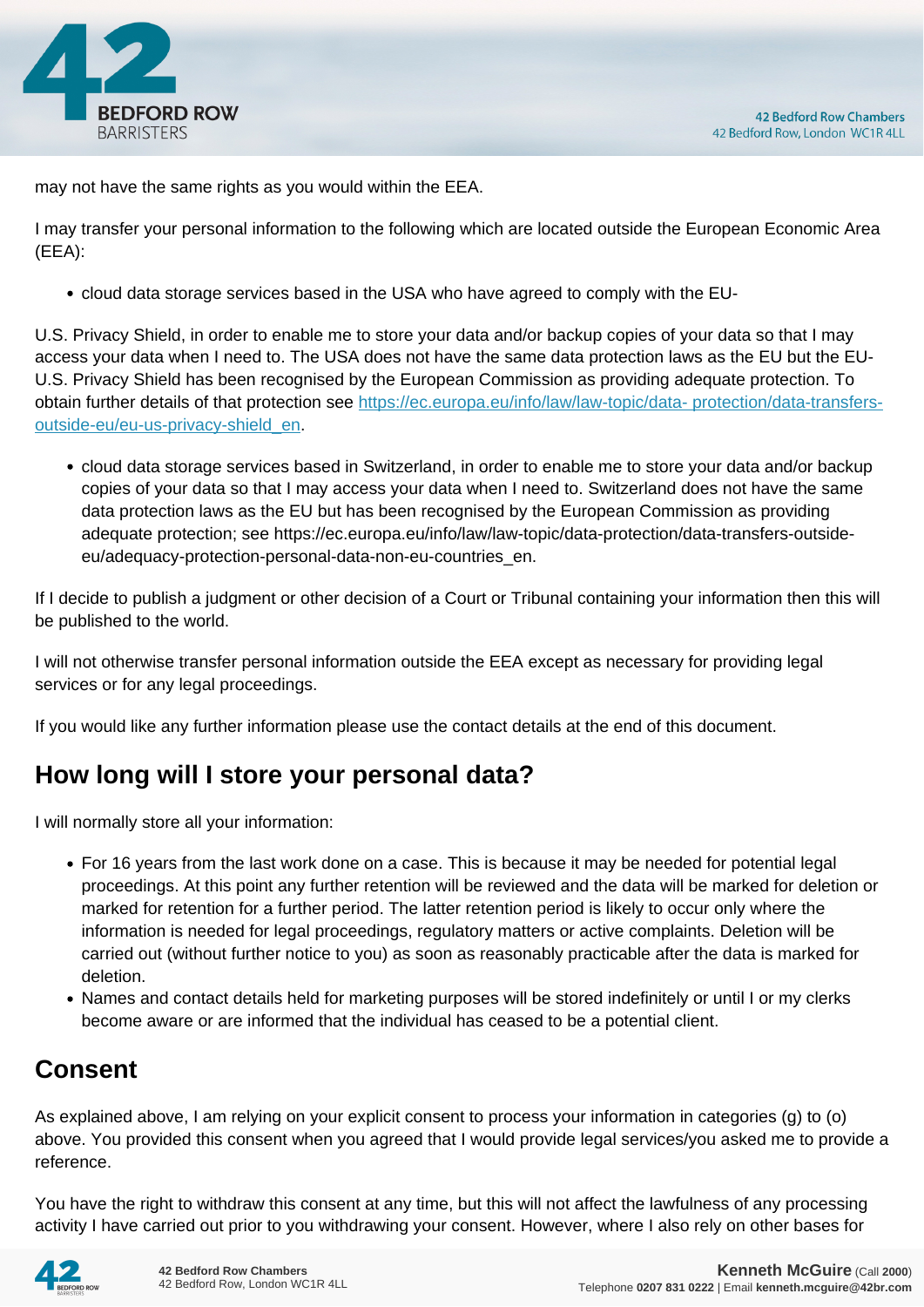may not have the same rights as you would within the EEA.

I may transfer your personal information to the following which are located outside the European Economic Area (EEA):

- cloud data storage services based in the USA who have agreed to comply with the EU-

U.S. Privacy Shield, in order to enable me to store your data and/or backup copies of your data so that I may access your data when I need to. The USA does not have the same data protection laws as the EU but the EU-U.S. Privacy Shield has been recognised by the European Commission as providing adequate protection. To obtain further details of that protection see [https://ec.europa.eu/info/law/law-topic/data- protection/data-transfers-outside-eu/eu-us-privacy-shield_en](https://ec.europa.eu/info/law/law-topic/data-protection/data-transfers-outside-eu/eu-us-privacy-shield_en).

- cloud data storage services based in Switzerland, in order to enable me to store your data and/or backup copies of your data so that I may access your data when I need to. Switzerland does not have the same data protection laws as the EU but has been recognised by the European Commission as providing adequate protection; see https://ec.europa.eu/info/law/law-topic/data-protection/data-transfers-outside-eu/adequacy-protection-personal-data-non-eu-countries_en.

If I decide to publish a judgment or other decision of a Court or Tribunal containing your information then this will be published to the world.

I will not otherwise transfer personal information outside the EEA except as necessary for providing legal services or for any legal proceedings.

If you would like any further information please use the contact details at the end of this document.

## How long will I store your personal data?

I will normally store all your information:

- For 16 years from the last work done on a case. This is because it may be needed for potential legal proceedings. At this point any further retention will be reviewed and the data will be marked for deletion or marked for retention for a further period. The latter retention period is likely to occur only where the information is needed for legal proceedings, regulatory matters or active complaints. Deletion will be carried out (without further notice to you) as soon as reasonably practicable after the data is marked for deletion.
- Names and contact details held for marketing purposes will be stored indefinitely or until I or my clerks become aware or are informed that the individual has ceased to be a potential client.

## Consent

As explained above, I am relying on your explicit consent to process your information in categories (g) to (o) above. You provided this consent when you agreed that I would provide legal services/you asked me to provide a reference.

You have the right to withdraw this consent at any time, but this will not affect the lawfulness of any processing activity I have carried out prior to you withdrawing your consent. However, where I also rely on other bases for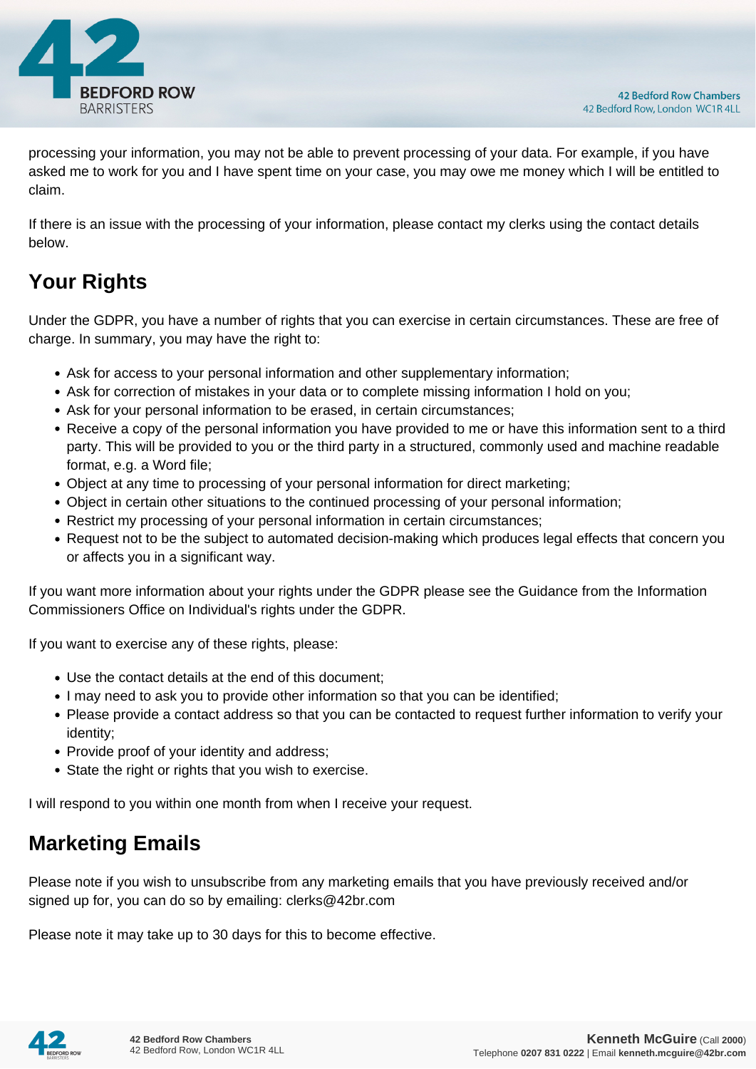processing your information, you may not be able to prevent processing of your data. For example, if you have asked me to work for you and I have spent time on your case, you may owe me money which I will be entitled to claim.

If there is an issue with the processing of your information, please contact my clerks using the contact details below.

## Your Rights

Under the GDPR, you have a number of rights that you can exercise in certain circumstances. These are free of charge. In summary, you may have the right to:

- Ask for access to your personal information and other supplementary information;
- Ask for correction of mistakes in your data or to complete missing information I hold on you;
- Ask for your personal information to be erased, in certain circumstances;
- Receive a copy of the personal information you have provided to me or have this information sent to a third party. This will be provided to you or the third party in a structured, commonly used and machine readable format, e.g. a Word file;
- Object at any time to processing of your personal information for direct marketing;
- Object in certain other situations to the continued processing of your personal information;
- Restrict my processing of your personal information in certain circumstances;
- Request not to be the subject to automated decision-making which produces legal effects that concern you or affects you in a significant way.

If you want more information about your rights under the GDPR please see the Guidance from the Information Commissioners Office on Individual's rights under the GDPR.

If you want to exercise any of these rights, please:

- Use the contact details at the end of this document;
- I may need to ask you to provide other information so that you can be identified;
- Please provide a contact address so that you can be contacted to request further information to verify your identity;
- Provide proof of your identity and address;
- State the right or rights that you wish to exercise.

I will respond to you within one month from when I receive your request.

## Marketing Emails

Please note if you wish to unsubscribe from any marketing emails that you have previously received and/or signed up for, you can do so by emailing: clerks@42br.com

Please note it may take up to 30 days for this to become effective.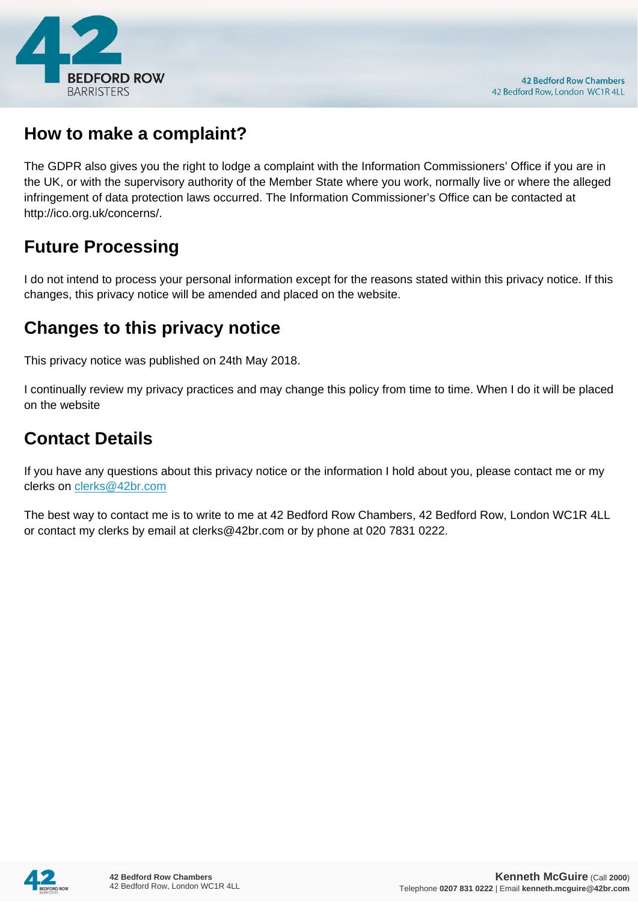## How to make a complaint?

The GDPR also gives you the right to lodge a complaint with the Information Commissioners' Office if you are in the UK, or with the supervisory authority of the Member State where you work, normally live or where the alleged infringement of data protection laws occurred. The Information Commissioner's Office can be contacted at http://ico.org.uk/concerns/.

## Future Processing

I do not intend to process your personal information except for the reasons stated within this privacy notice. If this changes, this privacy notice will be amended and placed on the website.

## Changes to this privacy notice

This privacy notice was published on 24th May 2018.

I continually review my privacy practices and may change this policy from time to time. When I do it will be placed on the website

## Contact Details

If you have any questions about this privacy notice or the information I hold about you, please contact me or my clerks on clerks@42br.com

The best way to contact me is to write to me at 42 Bedford Row Chambers, 42 Bedford Row, London WC1R 4LL or contact my clerks by email at clerks@42br.com or by phone at 020 7831 0222.